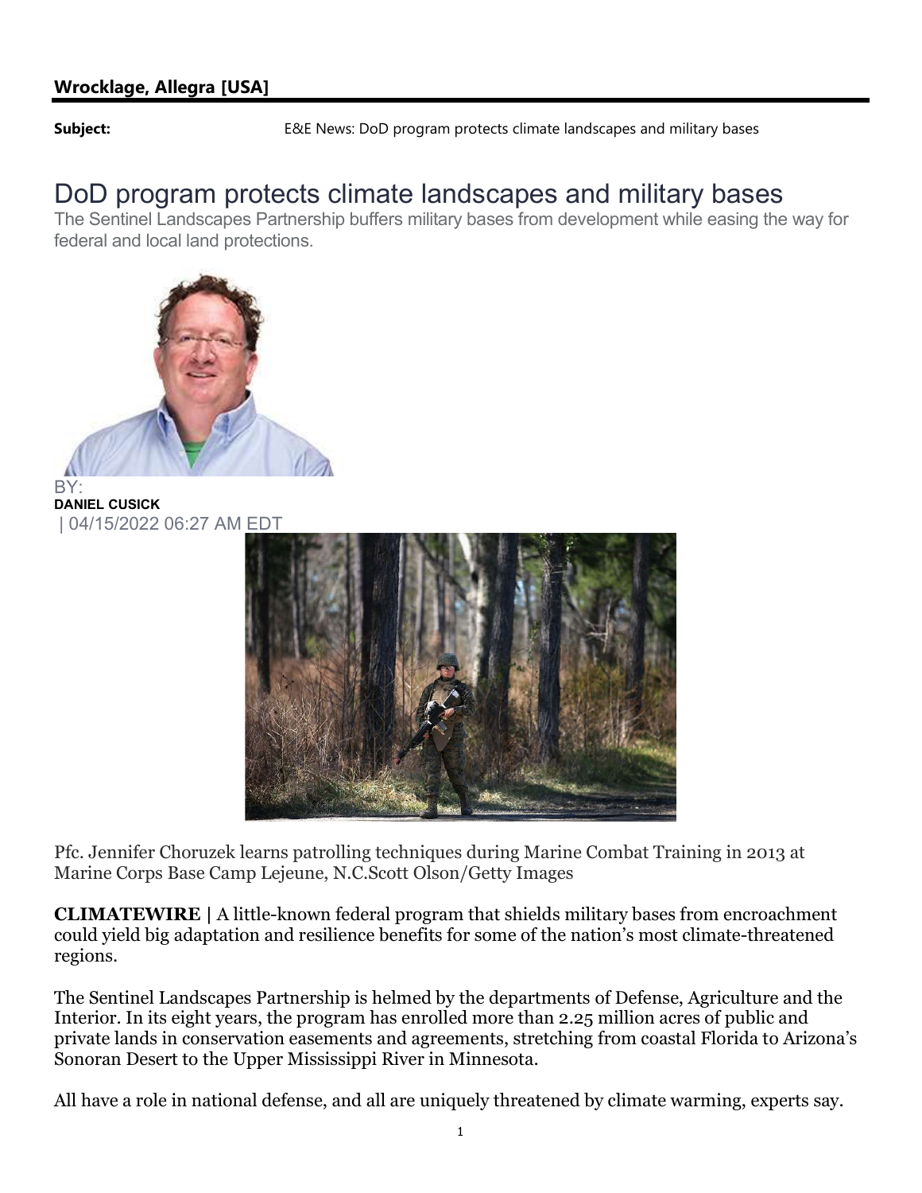**Wrocklage, Allegra [USA]**

**Subject:** E&E News: DoD program protects climate landscapes and military bases

# DoD program protects climate landscapes and military bases

The Sentinel Landscapes Partnership buffers military bases from development while easing the way for federal and local land protections.

BY:
**DANIEL CUSICK**
| 04/15/2022 06:27 AM EDT

Pfc. Jennifer Choruzek learns patrolling techniques during Marine Combat Training in 2013 at Marine Corps Base Camp Lejeune, N.C.Scott Olson/Getty Images

**CLIMATEWIRE |** A little-known federal program that shields military bases from encroachment could yield big adaptation and resilience benefits for some of the nation's most climate-threatened regions.

The Sentinel Landscapes Partnership is helmed by the departments of Defense, Agriculture and the Interior. In its eight years, the program has enrolled more than 2.25 million acres of public and private lands in conservation easements and agreements, stretching from coastal Florida to Arizona's Sonoran Desert to the Upper Mississippi River in Minnesota.

All have a role in national defense, and all are uniquely threatened by climate warming, experts say.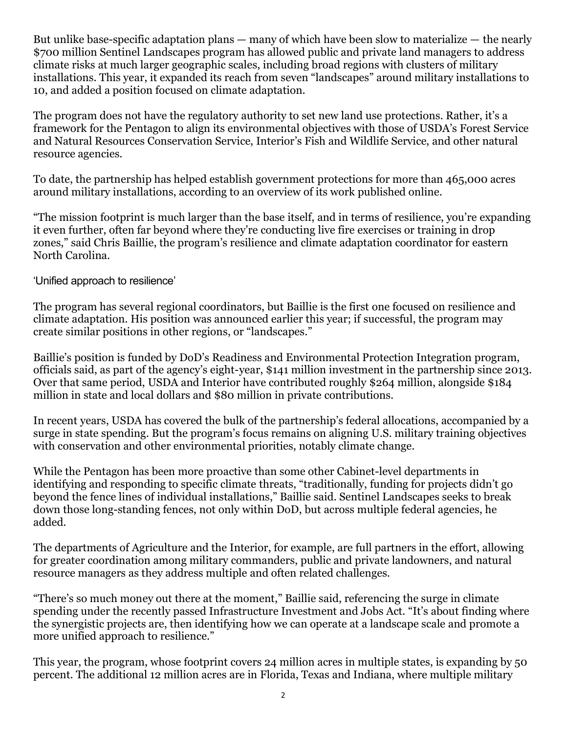But unlike base-specific adaptation plans — many of which have been slow to materialize — the nearly $700 million Sentinel Landscapes program has allowed public and private land managers to address climate risks at much larger geographic scales, including broad regions with clusters of military installations. This year, it expanded its reach from seven "landscapes" around military installations to 10, and added a position focused on climate adaptation.

The program does not have the regulatory authority to set new land use protections. Rather, it's a framework for the Pentagon to align its environmental objectives with those of USDA's Forest Service and Natural Resources Conservation Service, Interior's Fish and Wildlife Service, and other natural resource agencies.

To date, the partnership has helped establish government protections for more than 465,000 acres around military installations, according to an overview of its work published online.

"The mission footprint is much larger than the base itself, and in terms of resilience, you're expanding it even further, often far beyond where they're conducting live fire exercises or training in drop zones," said Chris Baillie, the program's resilience and climate adaptation coordinator for eastern North Carolina.

## 'Unified approach to resilience'

The program has several regional coordinators, but Baillie is the first one focused on resilience and climate adaptation. His position was announced earlier this year; if successful, the program may create similar positions in other regions, or "landscapes."

Baillie's position is funded by DoD's Readiness and Environmental Protection Integration program, officials said, as part of the agency's eight-year, $141 million investment in the partnership since 2013. Over that same period, USDA and Interior have contributed roughly $264 million, alongside $184 million in state and local dollars and $80 million in private contributions.

In recent years, USDA has covered the bulk of the partnership's federal allocations, accompanied by a surge in state spending. But the program's focus remains on aligning U.S. military training objectives with conservation and other environmental priorities, notably climate change.

While the Pentagon has been more proactive than some other Cabinet-level departments in identifying and responding to specific climate threats, "traditionally, funding for projects didn't go beyond the fence lines of individual installations," Baillie said. Sentinel Landscapes seeks to break down those long-standing fences, not only within DoD, but across multiple federal agencies, he added.

The departments of Agriculture and the Interior, for example, are full partners in the effort, allowing for greater coordination among military commanders, public and private landowners, and natural resource managers as they address multiple and often related challenges.

"There's so much money out there at the moment," Baillie said, referencing the surge in climate spending under the recently passed Infrastructure Investment and Jobs Act. "It's about finding where the synergistic projects are, then identifying how we can operate at a landscape scale and promote a more unified approach to resilience."

This year, the program, whose footprint covers 24 million acres in multiple states, is expanding by 50 percent. The additional 12 million acres are in Florida, Texas and Indiana, where multiple military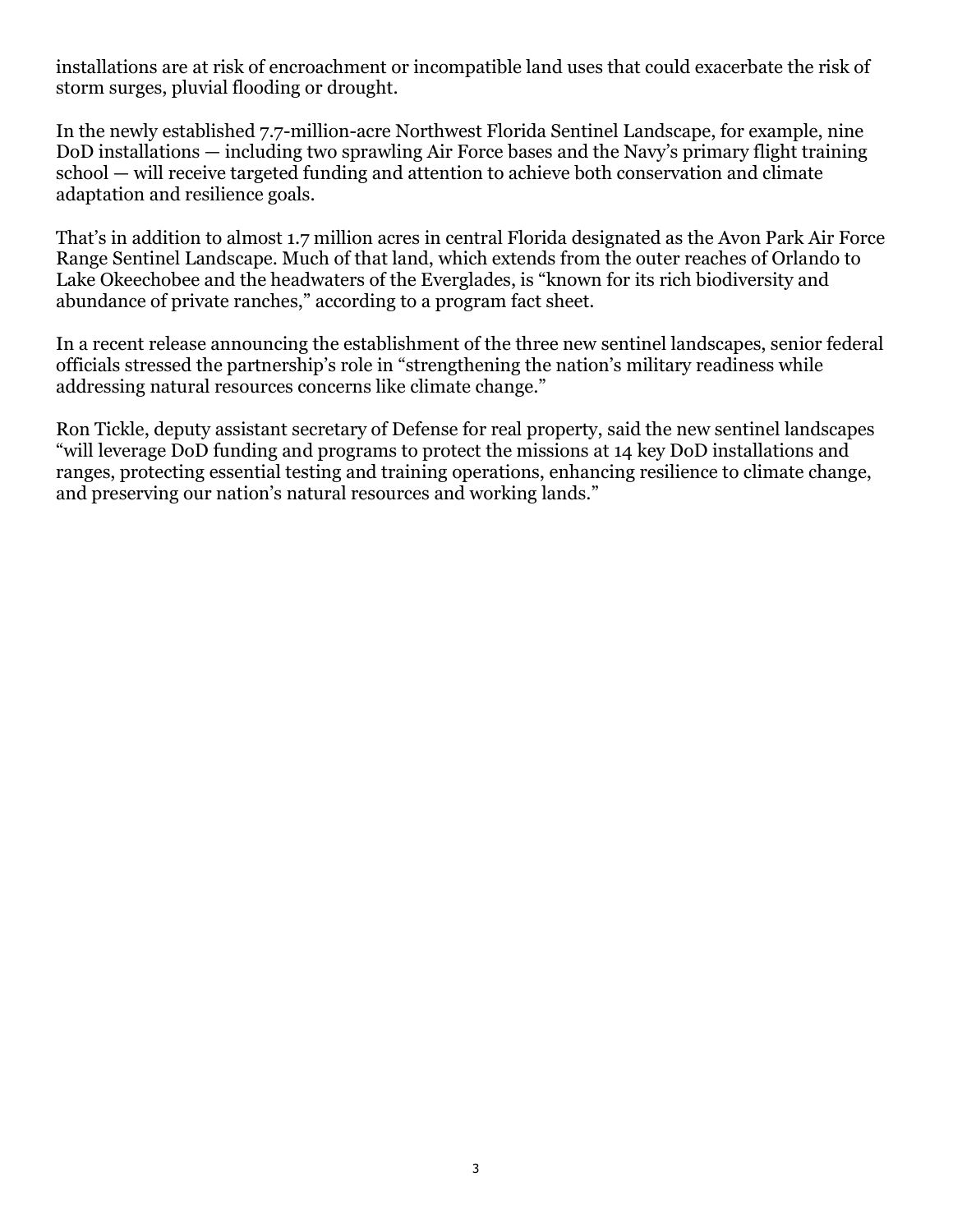installations are at risk of encroachment or incompatible land uses that could exacerbate the risk of storm surges, pluvial flooding or drought.

In the newly established 7.7-million-acre Northwest Florida Sentinel Landscape, for example, nine DoD installations — including two sprawling Air Force bases and the Navy's primary flight training school — will receive targeted funding and attention to achieve both conservation and climate adaptation and resilience goals.

That's in addition to almost 1.7 million acres in central Florida designated as the Avon Park Air Force Range Sentinel Landscape. Much of that land, which extends from the outer reaches of Orlando to Lake Okeechobee and the headwaters of the Everglades, is "known for its rich biodiversity and abundance of private ranches," according to a program fact sheet.

In a recent release announcing the establishment of the three new sentinel landscapes, senior federal officials stressed the partnership's role in "strengthening the nation's military readiness while addressing natural resources concerns like climate change."

Ron Tickle, deputy assistant secretary of Defense for real property, said the new sentinel landscapes "will leverage DoD funding and programs to protect the missions at 14 key DoD installations and ranges, protecting essential testing and training operations, enhancing resilience to climate change, and preserving our nation's natural resources and working lands."